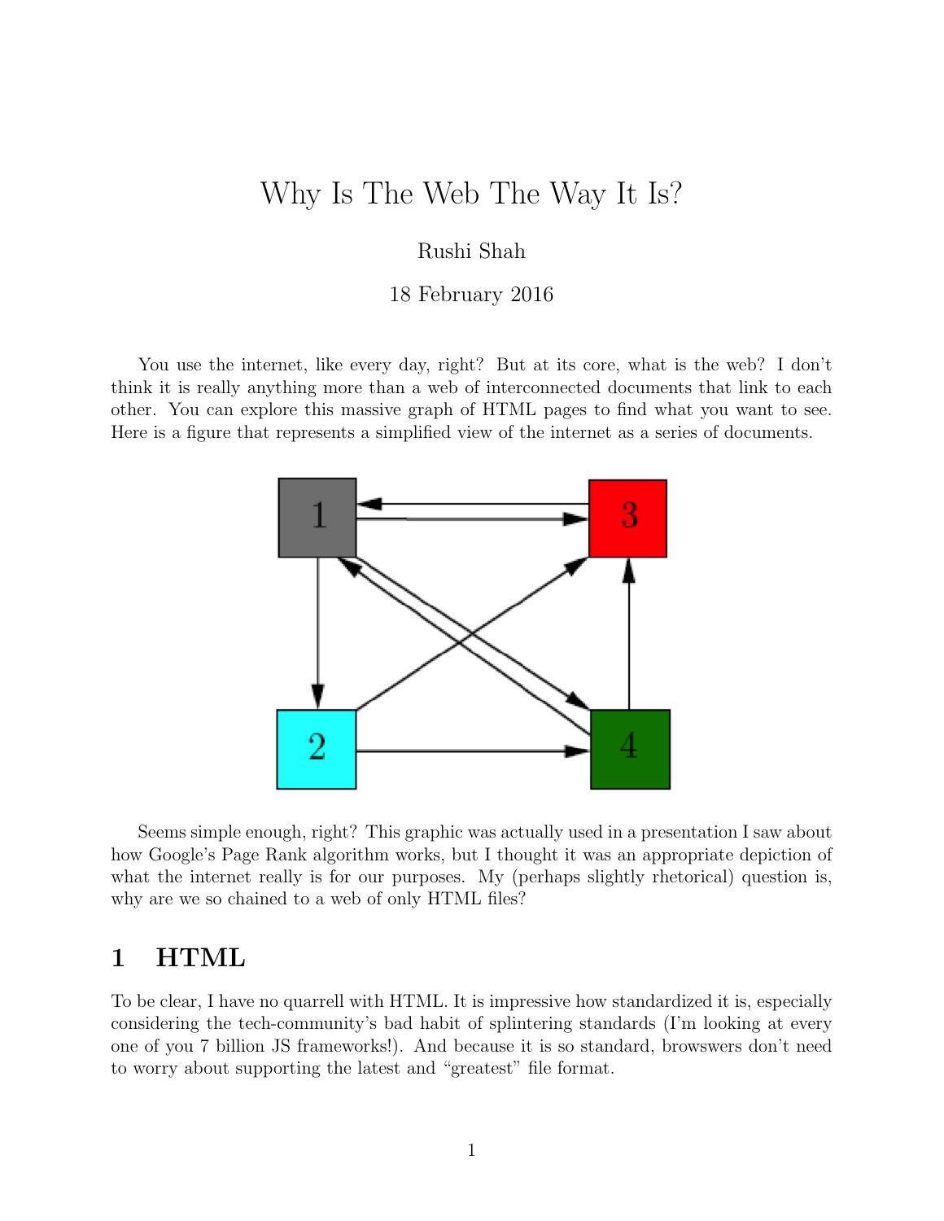# Why Is The Web The Way It Is?

Rushi Shah

18 February 2016

You use the internet, like every day, right? But at its core, what is the web? I don't think it is really anything more than a web of interconnected documents that link to each other. You can explore this massive graph of HTML pages to find what you want to see. Here is a figure that represents a simplified view of the internet as a series of documents.

Seems simple enough, right? This graphic was actually used in a presentation I saw about how Google's Page Rank algorithm works, but I thought it was an appropriate depiction of what the internet really is for our purposes. My (perhaps slightly rhetorical) question is, why are we so chained to a web of only HTML files?

## 1 HTML

To be clear, I have no quarrell with HTML. It is impressive how standardized it is, especially considering the tech-community's bad habit of splintering standards (I'm looking at every one of you 7 billion JS frameworks!). And because it is so standard, browswers don't need to worry about supporting the latest and "greatest" file format.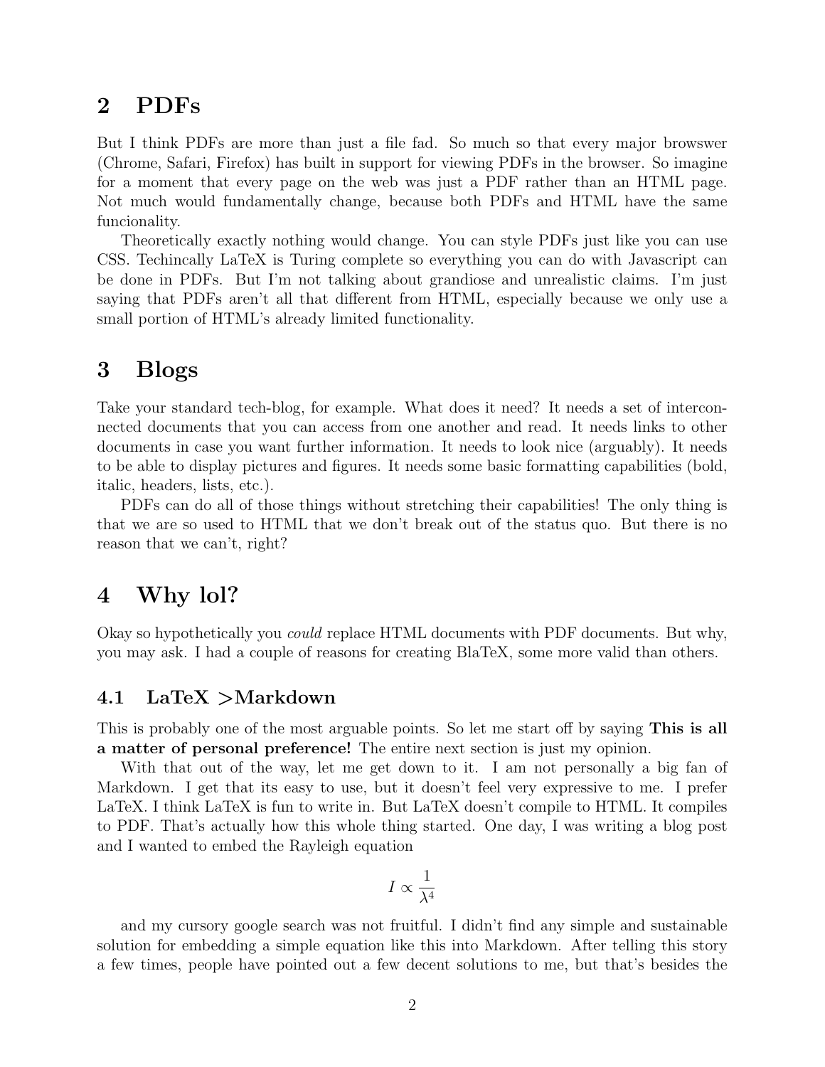## 2 PDFs

But I think PDFs are more than just a file fad. So much so that every major browswer (Chrome, Safari, Firefox) has built in support for viewing PDFs in the browser. So imagine for a moment that every page on the web was just a PDF rather than an HTML page. Not much would fundamentally change, because both PDFs and HTML have the same funcionality.

Theoretically exactly nothing would change. You can style PDFs just like you can use CSS. Techincally LaTeX is Turing complete so everything you can do with Javascript can be done in PDFs. But I'm not talking about grandiose and unrealistic claims. I'm just saying that PDFs aren't all that different from HTML, especially because we only use a small portion of HTML's already limited functionality.

## 3 Blogs

Take your standard tech-blog, for example. What does it need? It needs a set of interconnected documents that you can access from one another and read. It needs links to other documents in case you want further information. It needs to look nice (arguably). It needs to be able to display pictures and figures. It needs some basic formatting capabilities (bold, italic, headers, lists, etc.).

PDFs can do all of those things without stretching their capabilities! The only thing is that we are so used to HTML that we don't break out of the status quo. But there is no reason that we can't, right?

## 4 Why lol?

Okay so hypothetically you *could* replace HTML documents with PDF documents. But why, you may ask. I had a couple of reasons for creating BlaTeX, some more valid than others.

### 4.1 LaTeX >Markdown

This is probably one of the most arguable points. So let me start off by saying **This is all a matter of personal preference!** The entire next section is just my opinion.

With that out of the way, let me get down to it. I am not personally a big fan of Markdown. I get that its easy to use, but it doesn't feel very expressive to me. I prefer LaTeX. I think LaTeX is fun to write in. But LaTeX doesn't compile to HTML. It compiles to PDF. That's actually how this whole thing started. One day, I was writing a blog post and I wanted to embed the Rayleigh equation

$$I \propto \frac{1}{\lambda^4}$$

and my cursory google search was not fruitful. I didn't find any simple and sustainable solution for embedding a simple equation like this into Markdown. After telling this story a few times, people have pointed out a few decent solutions to me, but that's besides the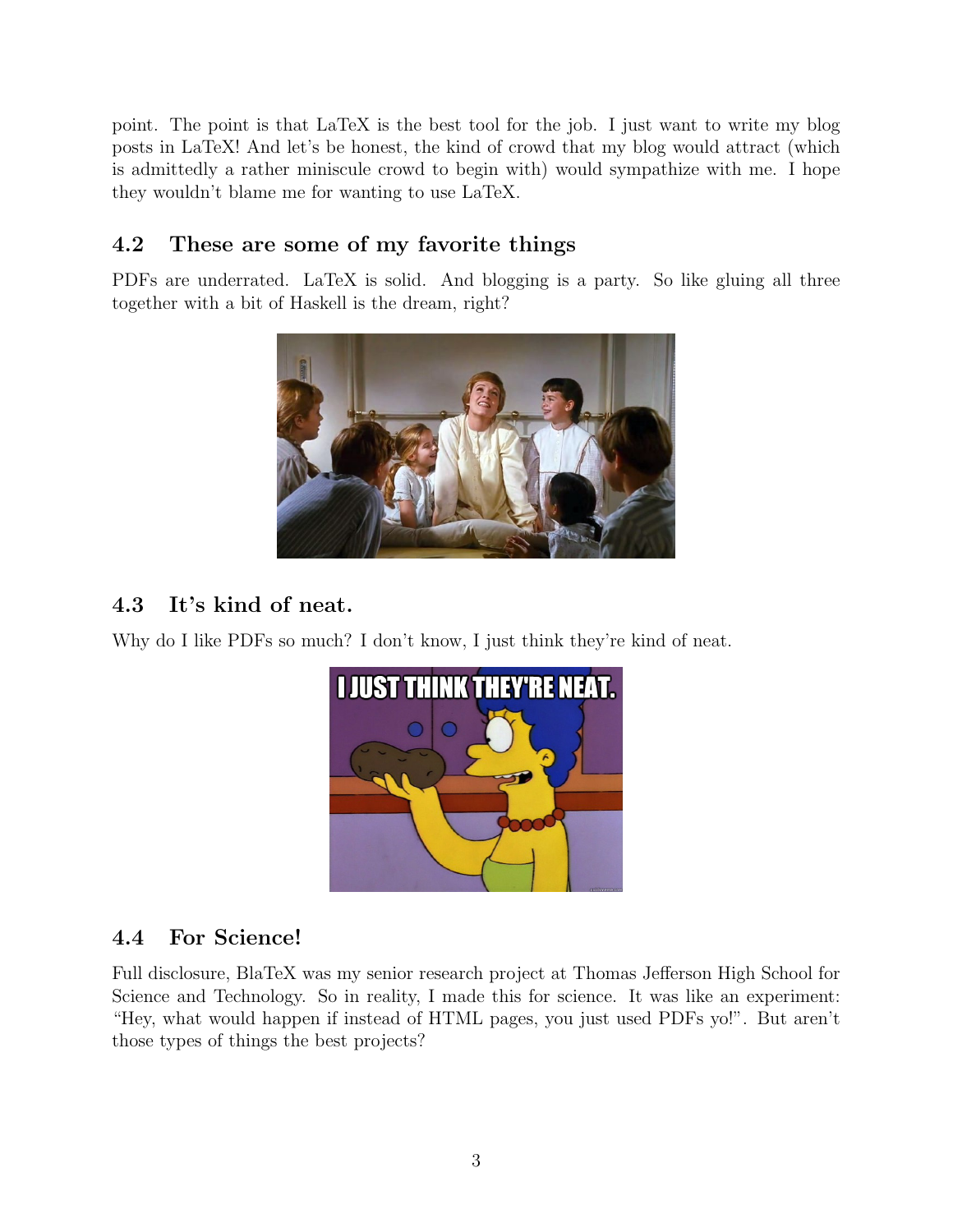point. The point is that LaTeX is the best tool for the job. I just want to write my blog posts in LaTeX! And let's be honest, the kind of crowd that my blog would attract (which is admittedly a rather miniscule crowd to begin with) would sympathize with me. I hope they wouldn't blame me for wanting to use LaTeX.

## 4.2 These are some of my favorite things

PDFs are underrated. LaTeX is solid. And blogging is a party. So like gluing all three together with a bit of Haskell is the dream, right?

## 4.3 It's kind of neat.

Why do I like PDFs so much? I don't know, I just think they're kind of neat.

## 4.4 For Science!

Full disclosure, BlaTeX was my senior research project at Thomas Jefferson High School for Science and Technology. So in reality, I made this for science. It was like an experiment: "Hey, what would happen if instead of HTML pages, you just used PDFs yo!". But aren't those types of things the best projects?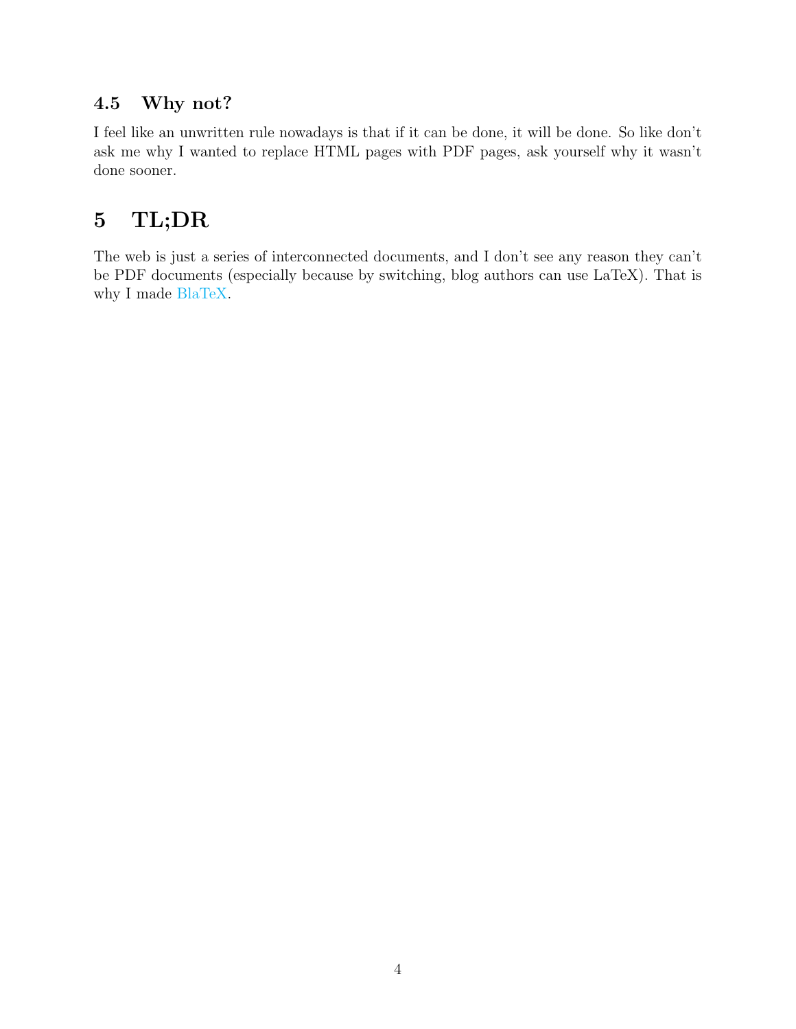### 4.5 Why not?

I feel like an unwritten rule nowadays is that if it can be done, it will be done. So like don't ask me why I wanted to replace HTML pages with PDF pages, ask yourself why it wasn't done sooner.

## 5 TL;DR

The web is just a series of interconnected documents, and I don't see any reason they can't be PDF documents (especially because by switching, blog authors can use LaTeX). That is why I made BlaTeX.